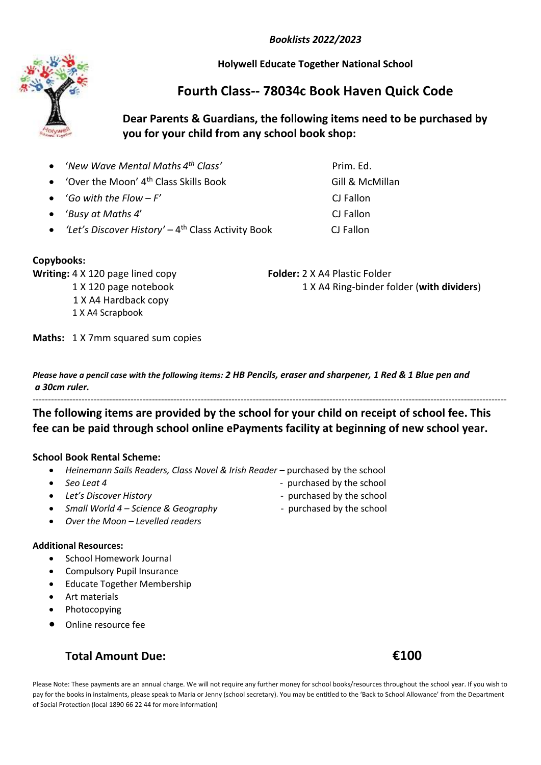*Booklists 2022/2023*

**Holywell Educate Together National School**

## Fourth Class-- 78034c Book Haven Quick Code

**Dear Parents & Guardians, the following items need to be purchased by you for your child from any school book shop:**

- '*New Wave Mental Maths 4th Class*' — Prim. Ed.
- 'Over the Moon' 4th Class Skills Book — Gill & McMillan
- '*Go with the Flow – F*' — CJ Fallon
- '*Busy at Maths 4*' — CJ Fallon
- *'Let's Discover History'* – 4th Class Activity Book — CJ Fallon

**Copybooks:**

**Writing:** 4 X 120 page lined copy
1 X 120 page notebook
1 X A4 Hardback copy
1 X A4 Scrapbook

**Folder:** 2 X A4 Plastic Folder
1 X A4 Ring-binder folder (**with dividers**)

**Maths:** 1 X 7mm squared sum copies

***Please have a pencil case with the following items: 2 HB Pencils, eraser and sharpener, 1 Red & 1 Blue pen and a 30cm ruler.***

---

**The following items are provided by the school for your child on receipt of school fee. This fee can be paid through school online ePayments facility at beginning of new school year.**

**School Book Rental Scheme:**

- *Heinemann Sails Readers, Class Novel & Irish Reader* – purchased by the school
- *Seo Leat 4* - purchased by the school
- *Let's Discover History* - purchased by the school
- *Small World 4 – Science & Geography* - purchased by the school
- *Over the Moon – Levelled readers*

**Additional Resources:**

- School Homework Journal
- Compulsory Pupil Insurance
- Educate Together Membership
- Art materials
- Photocopying
- Online resource fee

**Total Amount Due: €100**

Please Note: These payments are an annual charge. We will not require any further money for school books/resources throughout the school year. If you wish to pay for the books in instalments, please speak to Maria or Jenny (school secretary). You may be entitled to the 'Back to School Allowance' from the Department of Social Protection (local 1890 66 22 44 for more information)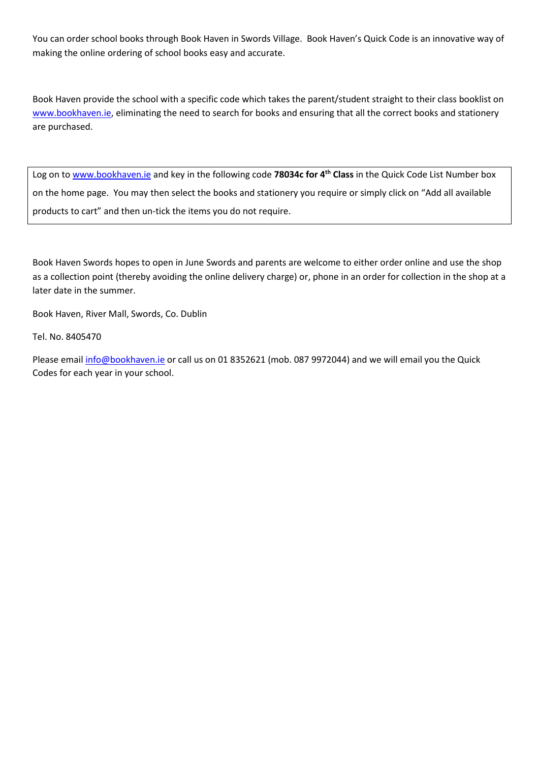You can order school books through Book Haven in Swords Village. Book Haven's Quick Code is an innovative way of making the online ordering of school books easy and accurate.

Book Haven provide the school with a specific code which takes the parent/student straight to their class booklist on www.bookhaven.ie, eliminating the need to search for books and ensuring that all the correct books and stationery are purchased.

Log on to www.bookhaven.ie and key in the following code **78034c for 4th Class** in the Quick Code List Number box on the home page. You may then select the books and stationery you require or simply click on "Add all available products to cart" and then un-tick the items you do not require.

Book Haven Swords hopes to open in June Swords and parents are welcome to either order online and use the shop as a collection point (thereby avoiding the online delivery charge) or, phone in an order for collection in the shop at a later date in the summer.

Book Haven, River Mall, Swords, Co. Dublin

Tel. No. 8405470

Please email info@bookhaven.ie or call us on 01 8352621 (mob. 087 9972044) and we will email you the Quick Codes for each year in your school.